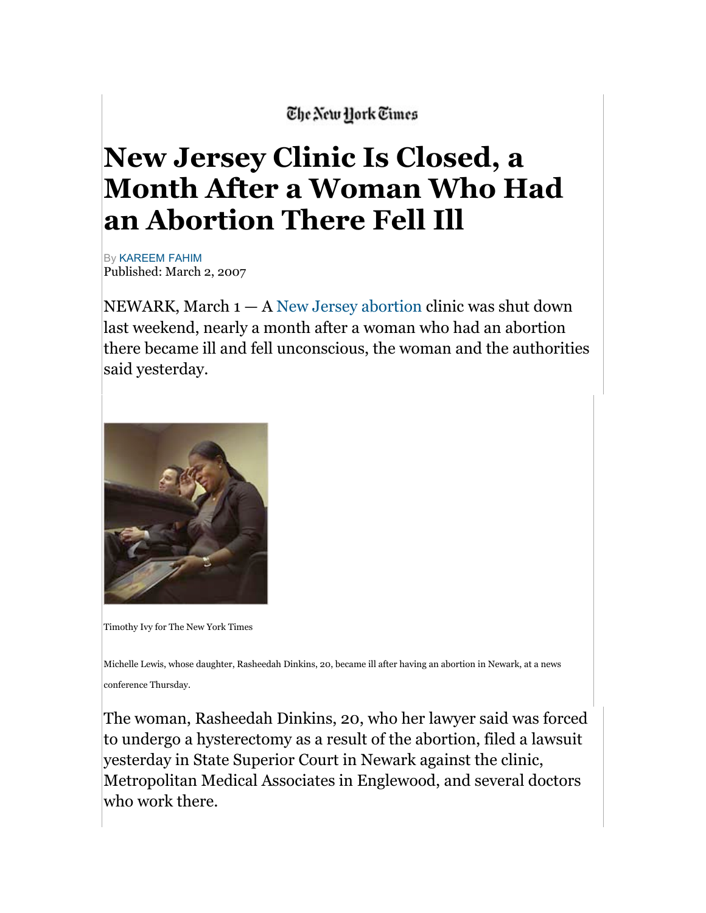The New York Times

# New Jersey Clinic Is Closed, a Month After a Woman Who Had an Abortion There Fell Ill

By KAREEM FAHIM
Published: March 2, 2007

NEWARK, March 1 — A New Jersey abortion clinic was shut down last weekend, nearly a month after a woman who had an abortion there became ill and fell unconscious, the woman and the authorities said yesterday.

Timothy Ivy for The New York Times

Michelle Lewis, whose daughter, Rasheedah Dinkins, 20, became ill after having an abortion in Newark, at a news conference Thursday.

The woman, Rasheedah Dinkins, 20, who her lawyer said was forced to undergo a hysterectomy as a result of the abortion, filed a lawsuit yesterday in State Superior Court in Newark against the clinic, Metropolitan Medical Associates in Englewood, and several doctors who work there.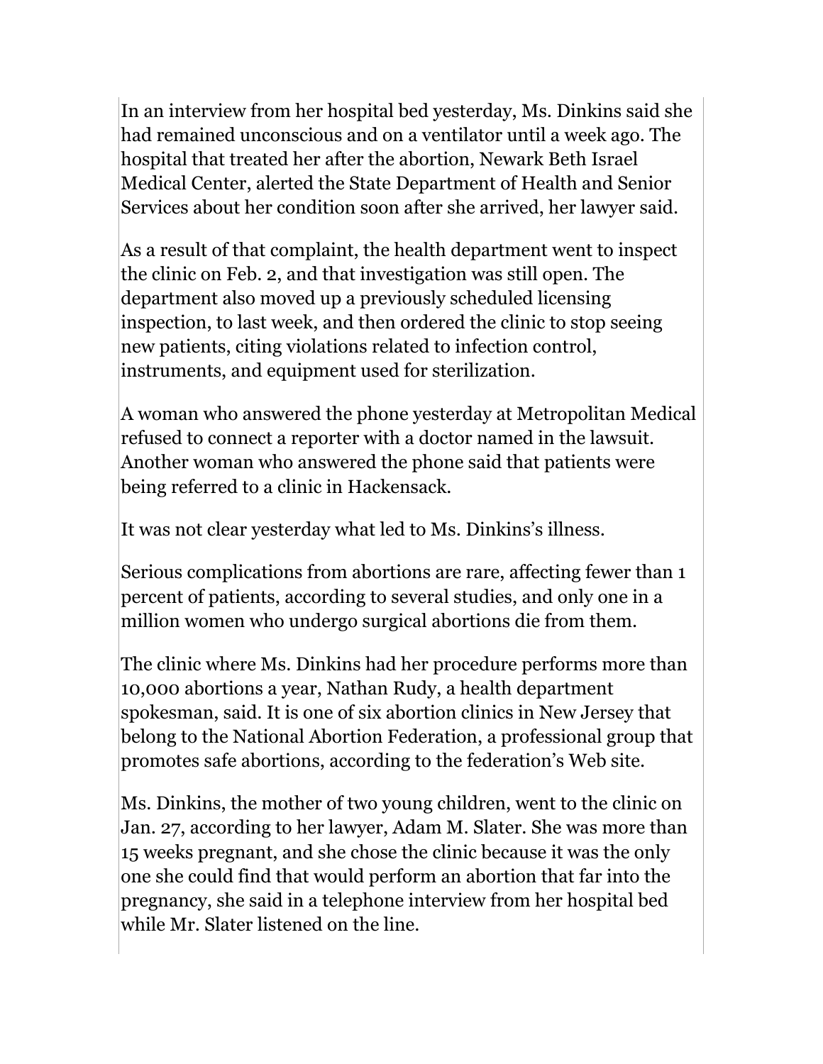In an interview from her hospital bed yesterday, Ms. Dinkins said she had remained unconscious and on a ventilator until a week ago. The hospital that treated her after the abortion, Newark Beth Israel Medical Center, alerted the State Department of Health and Senior Services about her condition soon after she arrived, her lawyer said.

As a result of that complaint, the health department went to inspect the clinic on Feb. 2, and that investigation was still open. The department also moved up a previously scheduled licensing inspection, to last week, and then ordered the clinic to stop seeing new patients, citing violations related to infection control, instruments, and equipment used for sterilization.

A woman who answered the phone yesterday at Metropolitan Medical refused to connect a reporter with a doctor named in the lawsuit. Another woman who answered the phone said that patients were being referred to a clinic in Hackensack.

It was not clear yesterday what led to Ms. Dinkins's illness.

Serious complications from abortions are rare, affecting fewer than 1 percent of patients, according to several studies, and only one in a million women who undergo surgical abortions die from them.

The clinic where Ms. Dinkins had her procedure performs more than 10,000 abortions a year, Nathan Rudy, a health department spokesman, said. It is one of six abortion clinics in New Jersey that belong to the National Abortion Federation, a professional group that promotes safe abortions, according to the federation's Web site.

Ms. Dinkins, the mother of two young children, went to the clinic on Jan. 27, according to her lawyer, Adam M. Slater. She was more than 15 weeks pregnant, and she chose the clinic because it was the only one she could find that would perform an abortion that far into the pregnancy, she said in a telephone interview from her hospital bed while Mr. Slater listened on the line.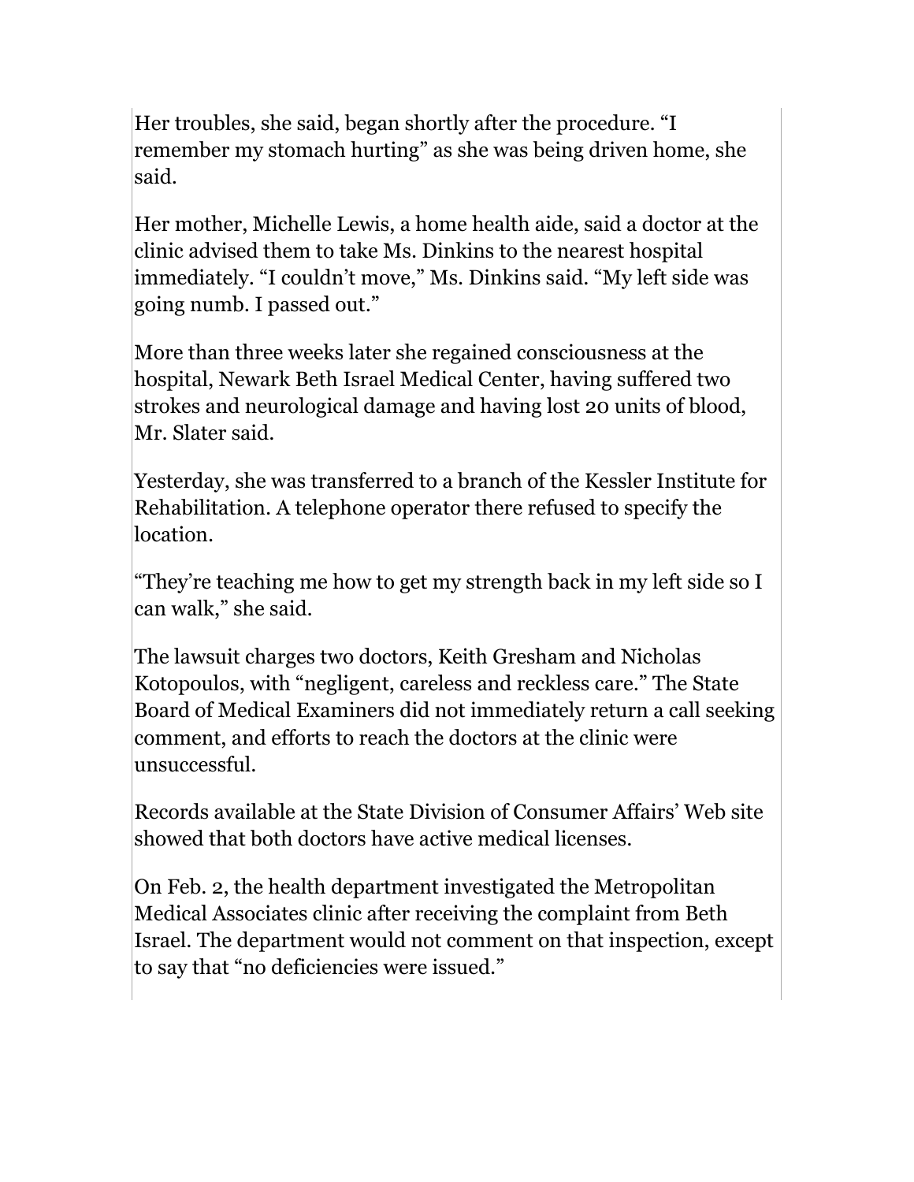Her troubles, she said, began shortly after the procedure. "I remember my stomach hurting" as she was being driven home, she said.

Her mother, Michelle Lewis, a home health aide, said a doctor at the clinic advised them to take Ms. Dinkins to the nearest hospital immediately. "I couldn't move," Ms. Dinkins said. "My left side was going numb. I passed out."

More than three weeks later she regained consciousness at the hospital, Newark Beth Israel Medical Center, having suffered two strokes and neurological damage and having lost 20 units of blood, Mr. Slater said.

Yesterday, she was transferred to a branch of the Kessler Institute for Rehabilitation. A telephone operator there refused to specify the location.

"They're teaching me how to get my strength back in my left side so I can walk," she said.

The lawsuit charges two doctors, Keith Gresham and Nicholas Kotopoulos, with "negligent, careless and reckless care." The State Board of Medical Examiners did not immediately return a call seeking comment, and efforts to reach the doctors at the clinic were unsuccessful.

Records available at the State Division of Consumer Affairs' Web site showed that both doctors have active medical licenses.

On Feb. 2, the health department investigated the Metropolitan Medical Associates clinic after receiving the complaint from Beth Israel. The department would not comment on that inspection, except to say that "no deficiencies were issued."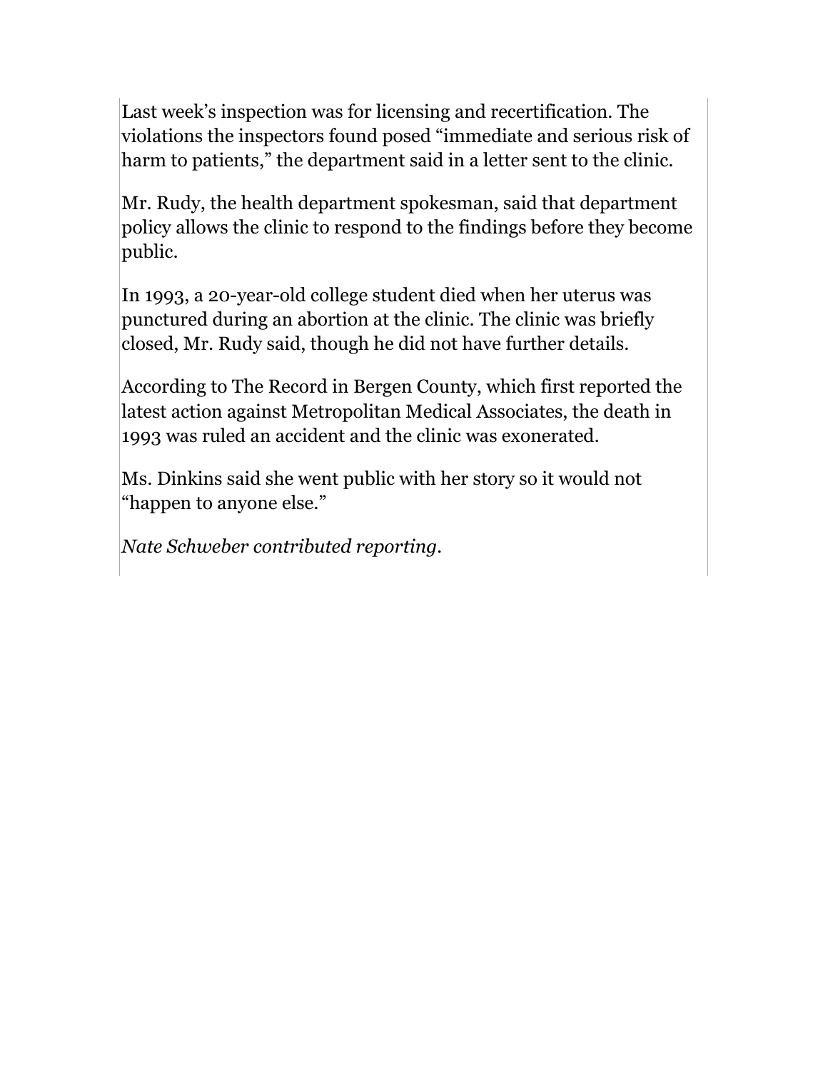Last week's inspection was for licensing and recertification. The violations the inspectors found posed "immediate and serious risk of harm to patients," the department said in a letter sent to the clinic.

Mr. Rudy, the health department spokesman, said that department policy allows the clinic to respond to the findings before they become public.

In 1993, a 20-year-old college student died when her uterus was punctured during an abortion at the clinic. The clinic was briefly closed, Mr. Rudy said, though he did not have further details.

According to The Record in Bergen County, which first reported the latest action against Metropolitan Medical Associates, the death in 1993 was ruled an accident and the clinic was exonerated.

Ms. Dinkins said she went public with her story so it would not "happen to anyone else."

*Nate Schweber contributed reporting.*